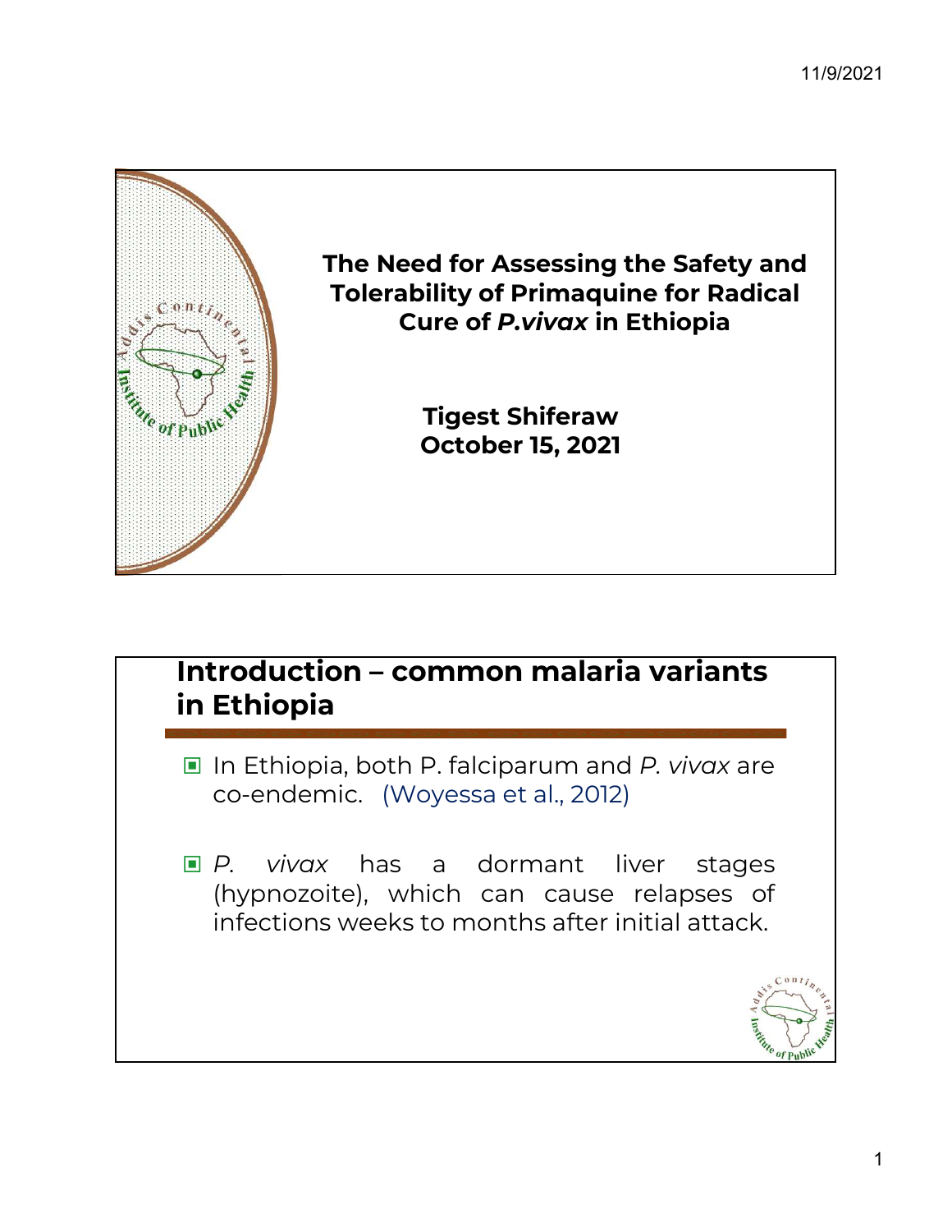# The Need for Assessing the Safety and Tolerability of Primaquine for Radical Cure of *P.vivax* in Ethiopia

**Tigest Shiferaw**
**October 15, 2021**

## Introduction – common malaria variants in Ethiopia

- In Ethiopia, both P. falciparum and *P. vivax* are co-endemic. (Woyessa et al., 2012)
- *P. vivax* has a dormant liver stages (hypnozoite), which can cause relapses of infections weeks to months after initial attack.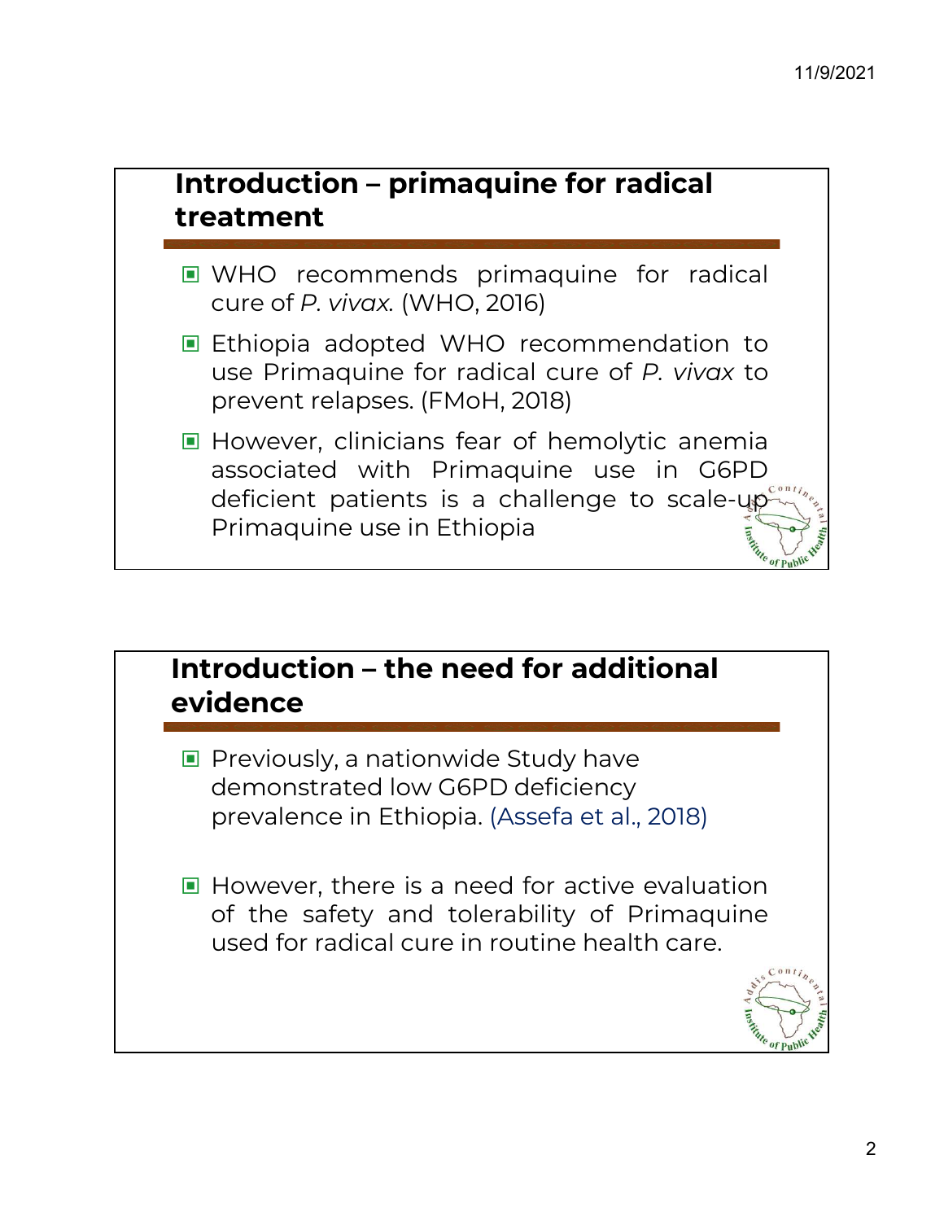## Introduction – primaquine for radical treatment

- WHO recommends primaquine for radical cure of *P. vivax.* (WHO, 2016)
- Ethiopia adopted WHO recommendation to use Primaquine for radical cure of *P. vivax* to prevent relapses. (FMoH, 2018)
- However, clinicians fear of hemolytic anemia associated with Primaquine use in G6PD deficient patients is a challenge to scale-up Primaquine use in Ethiopia

## Introduction – the need for additional evidence

- Previously, a nationwide Study have demonstrated low G6PD deficiency prevalence in Ethiopia. (Assefa et al., 2018)
- However, there is a need for active evaluation of the safety and tolerability of Primaquine used for radical cure in routine health care.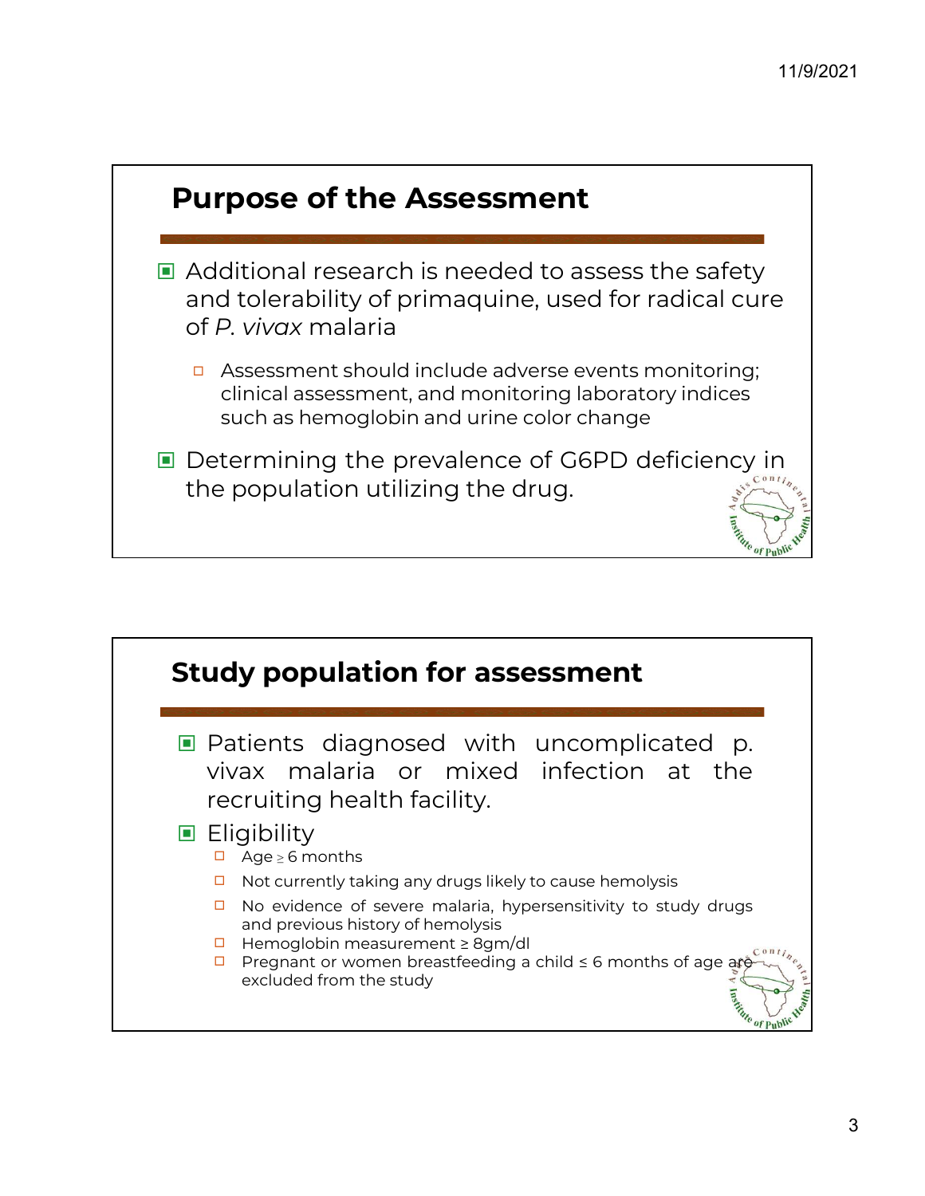## Purpose of the Assessment

- Additional research is needed to assess the safety and tolerability of primaquine, used for radical cure of *P. vivax* malaria
  - Assessment should include adverse events monitoring; clinical assessment, and monitoring laboratory indices such as hemoglobin and urine color change
- Determining the prevalence of G6PD deficiency in the population utilizing the drug.

## Study population for assessment

- Patients diagnosed with uncomplicated p. vivax malaria or mixed infection at the recruiting health facility.
- Eligibility
  - Age ≥ 6 months
  - Not currently taking any drugs likely to cause hemolysis
  - No evidence of severe malaria, hypersensitivity to study drugs and previous history of hemolysis
  - Hemoglobin measurement ≥ 8gm/dl
  - Pregnant or women breastfeeding a child ≤ 6 months of age are excluded from the study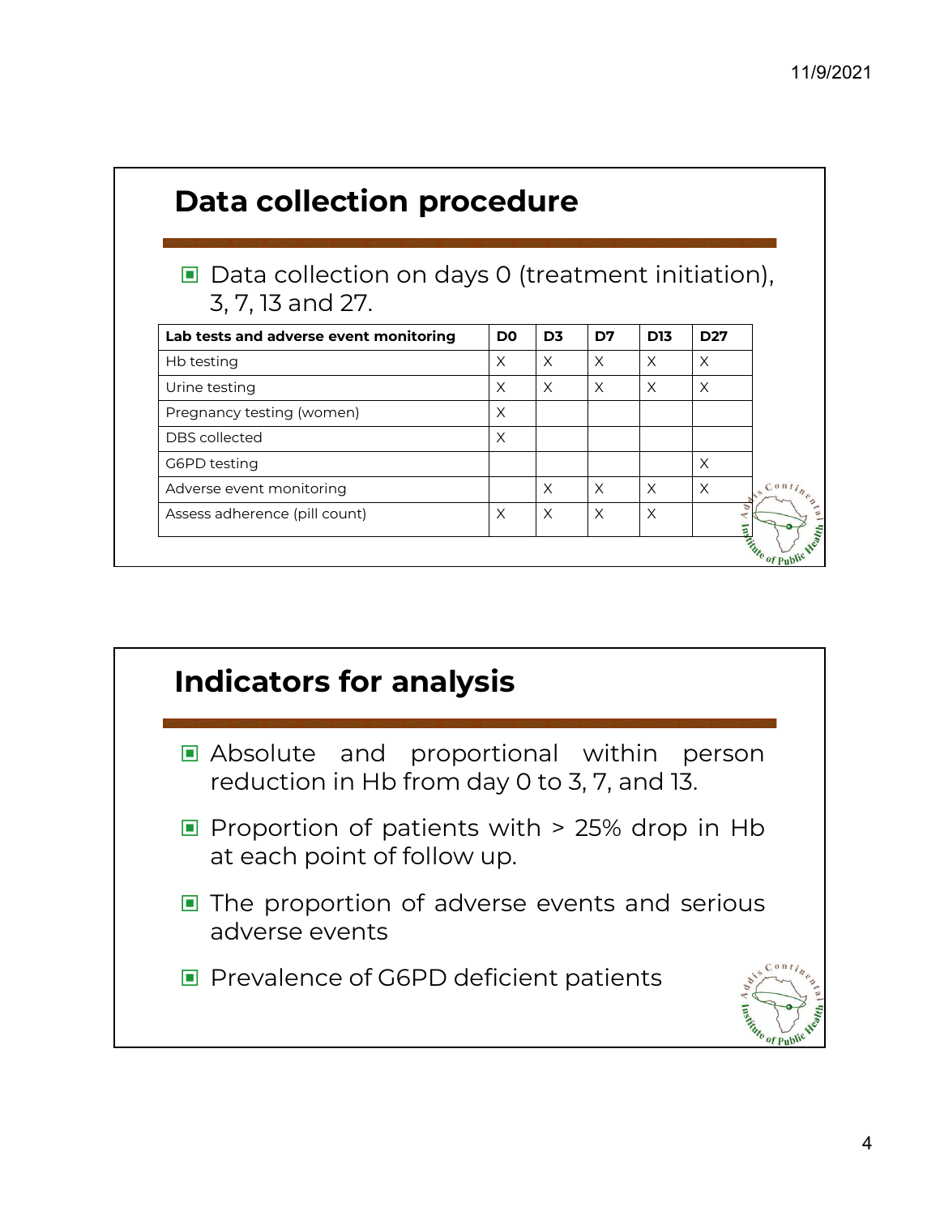## Data collection procedure

- Data collection on days 0 (treatment initiation), 3, 7, 13 and 27.

| Lab tests and adverse event monitoring | D0 | D3 | D7 | D13 | D27 |
|---|---|---|---|---|---|
| Hb testing | X | X | X | X | X |
| Urine testing | X | X | X | X | X |
| Pregnancy testing (women) | X | | | | |
| DBS collected | X | | | | |
| G6PD testing | | | | | X |
| Adverse event monitoring | | X | X | X | X |
| Assess adherence (pill count) | X | X | X | X | |

## Indicators for analysis

- Absolute and proportional within person reduction in Hb from day 0 to 3, 7, and 13.
- Proportion of patients with > 25% drop in Hb at each point of follow up.
- The proportion of adverse events and serious adverse events
- Prevalence of G6PD deficient patients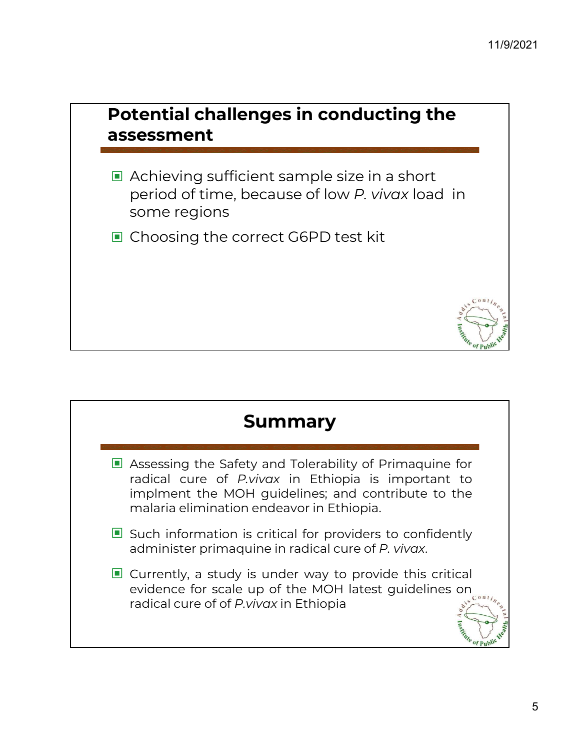## Potential challenges in conducting the assessment

- Achieving sufficient sample size in a short period of time, because of low *P. vivax* load in some regions
- Choosing the correct G6PD test kit

## Summary

- Assessing the Safety and Tolerability of Primaquine for radical cure of *P.vivax* in Ethiopia is important to implment the MOH guidelines; and contribute to the malaria elimination endeavor in Ethiopia.
- Such information is critical for providers to confidently administer primaquine in radical cure of *P. vivax*.
- Currently, a study is under way to provide this critical evidence for scale up of the MOH latest guidelines on radical cure of of *P.vivax* in Ethiopia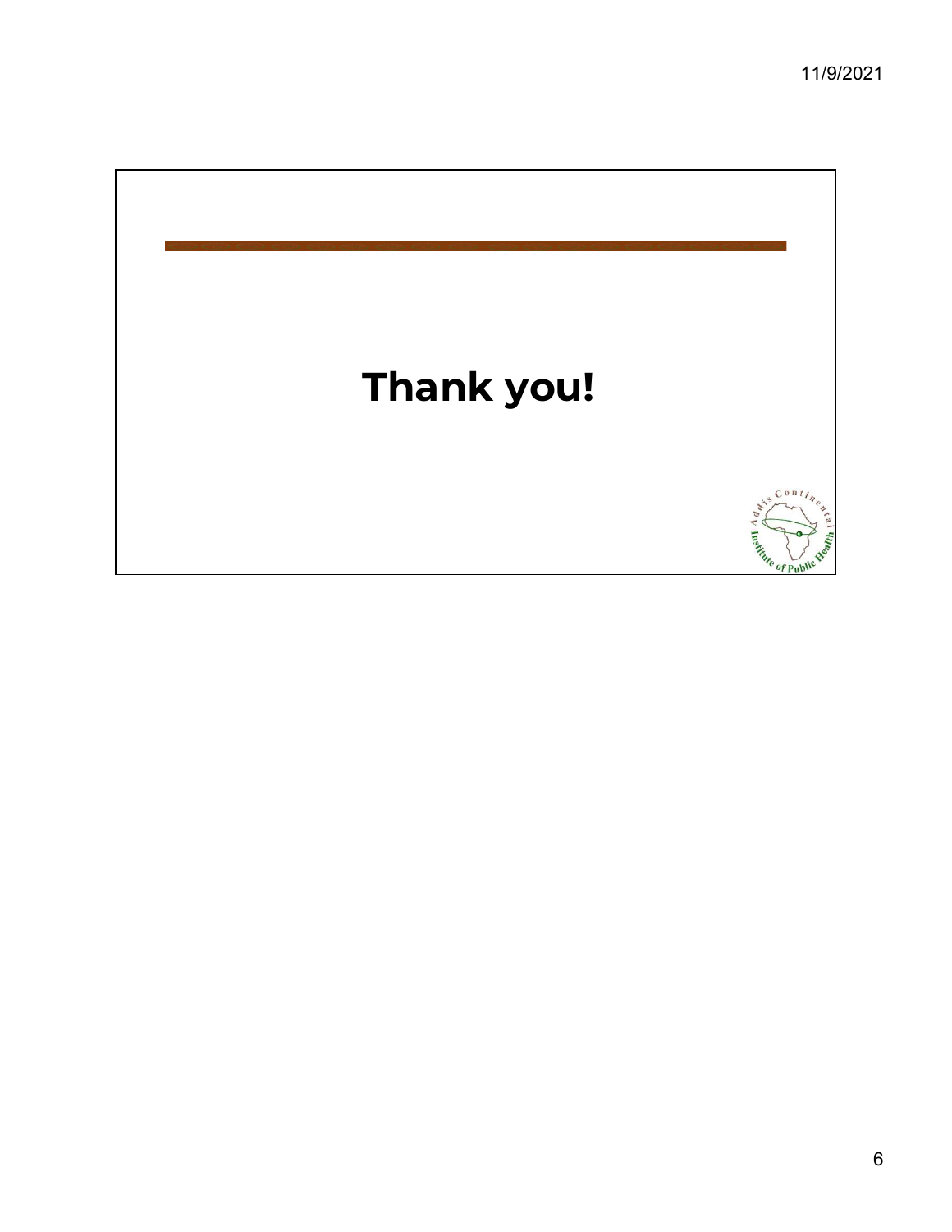# Thank you!